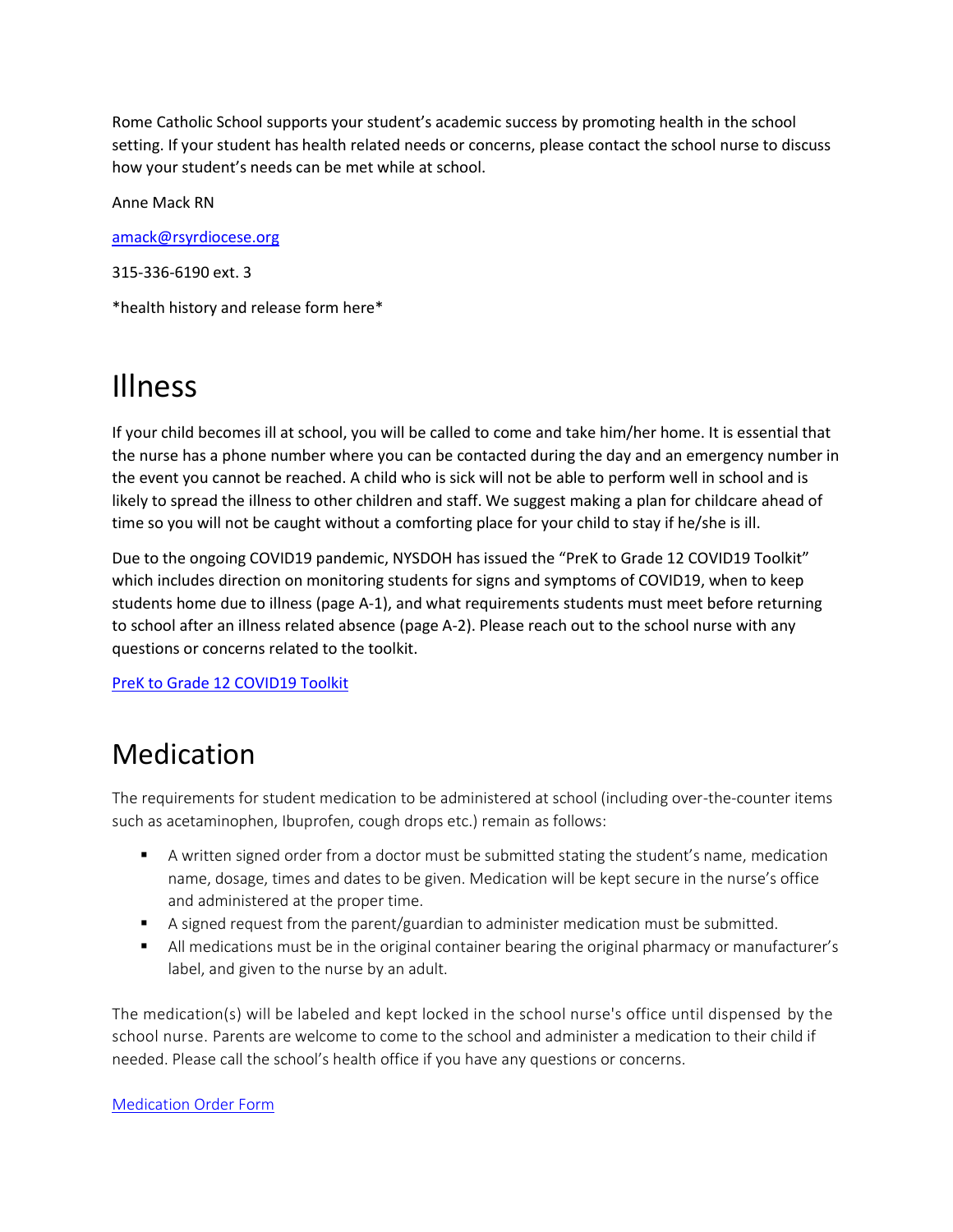Rome Catholic School supports your student's academic success by promoting health in the school setting. If your student has health related needs or concerns, please contact the school nurse to discuss how your student's needs can be met while at school.

Anne Mack RN

[amack@rsyrdiocese.org](mailto:amack@rsyrdiocese.org)

315-336-6190 ext. 3

*health history and release form here*

# Illness

If your child becomes ill at school, you will be called to come and take him/her home. It is essential that the nurse has a phone number where you can be contacted during the day and an emergency number in the event you cannot be reached. A child who is sick will not be able to perform well in school and is likely to spread the illness to other children and staff. We suggest making a plan for childcare ahead of time so you will not be caught without a comforting place for your child to stay if he/she is ill.

Due to the ongoing COVID19 pandemic, NYSDOH has issued the "PreK to Grade 12 COVID19 Toolkit" which includes direction on monitoring students for signs and symptoms of COVID19, when to keep students home due to illness (page A-1), and what requirements students must meet before returning to school after an illness related absence (page A-2). Please reach out to the school nurse with any questions or concerns related to the toolkit.

PreK to Grade 12 COVID19 Toolkit

# Medication

The requirements for student medication to be administered at school (including over-the-counter items such as acetaminophen, Ibuprofen, cough drops etc.) remain as follows:

- A written signed order from a doctor must be submitted stating the student's name, medication name, dosage, times and dates to be given. Medication will be kept secure in the nurse's office and administered at the proper time.
- A signed request from the parent/guardian to administer medication must be submitted.
- All medications must be in the original container bearing the original pharmacy or manufacturer's label, and given to the nurse by an adult.

The medication(s) will be labeled and kept locked in the school nurse's office until dispensed by the school nurse. Parents are welcome to come to the school and administer a medication to their child if needed. Please call the school's health office if you have any questions or concerns.

Medication Order Form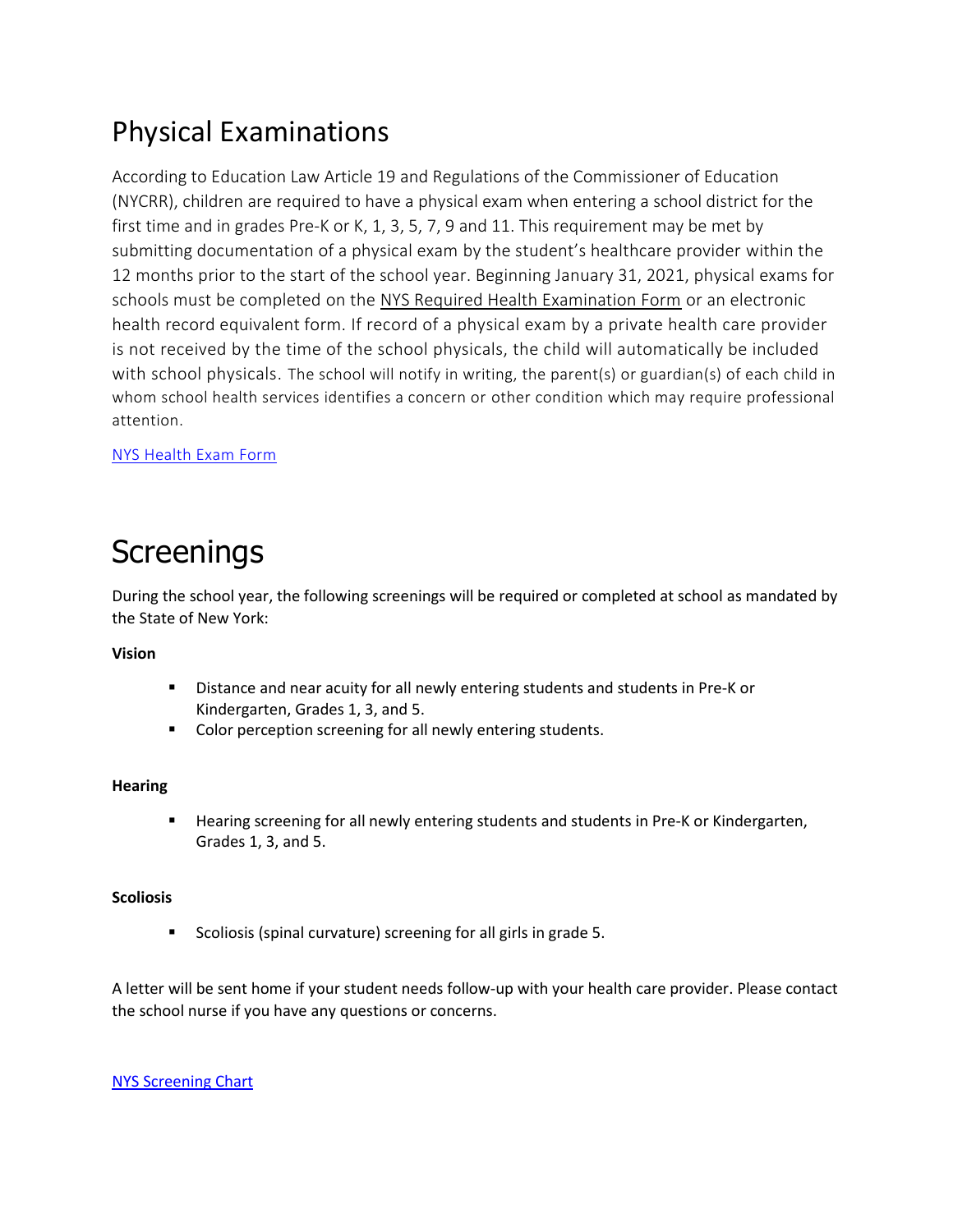# Physical Examinations

According to Education Law Article 19 and Regulations of the Commissioner of Education (NYCRR), children are required to have a physical exam when entering a school district for the first time and in grades Pre-K or K, 1, 3, 5, 7, 9 and 11. This requirement may be met by submitting documentation of a physical exam by the student's healthcare provider within the 12 months prior to the start of the school year. Beginning January 31, 2021, physical exams for schools must be completed on the NYS Required Health Examination Form or an electronic health record equivalent form. If record of a physical exam by a private health care provider is not received by the time of the school physicals, the child will automatically be included with school physicals. The school will notify in writing, the parent(s) or guardian(s) of each child in whom school health services identifies a concern or other condition which may require professional attention.

NYS Health Exam Form

# Screenings

During the school year, the following screenings will be required or completed at school as mandated by the State of New York:

**Vision**

- Distance and near acuity for all newly entering students and students in Pre-K or Kindergarten, Grades 1, 3, and 5.
- Color perception screening for all newly entering students.

**Hearing**

- Hearing screening for all newly entering students and students in Pre-K or Kindergarten, Grades 1, 3, and 5.

**Scoliosis**

- Scoliosis (spinal curvature) screening for all girls in grade 5.

A letter will be sent home if your student needs follow-up with your health care provider. Please contact the school nurse if you have any questions or concerns.

NYS Screening Chart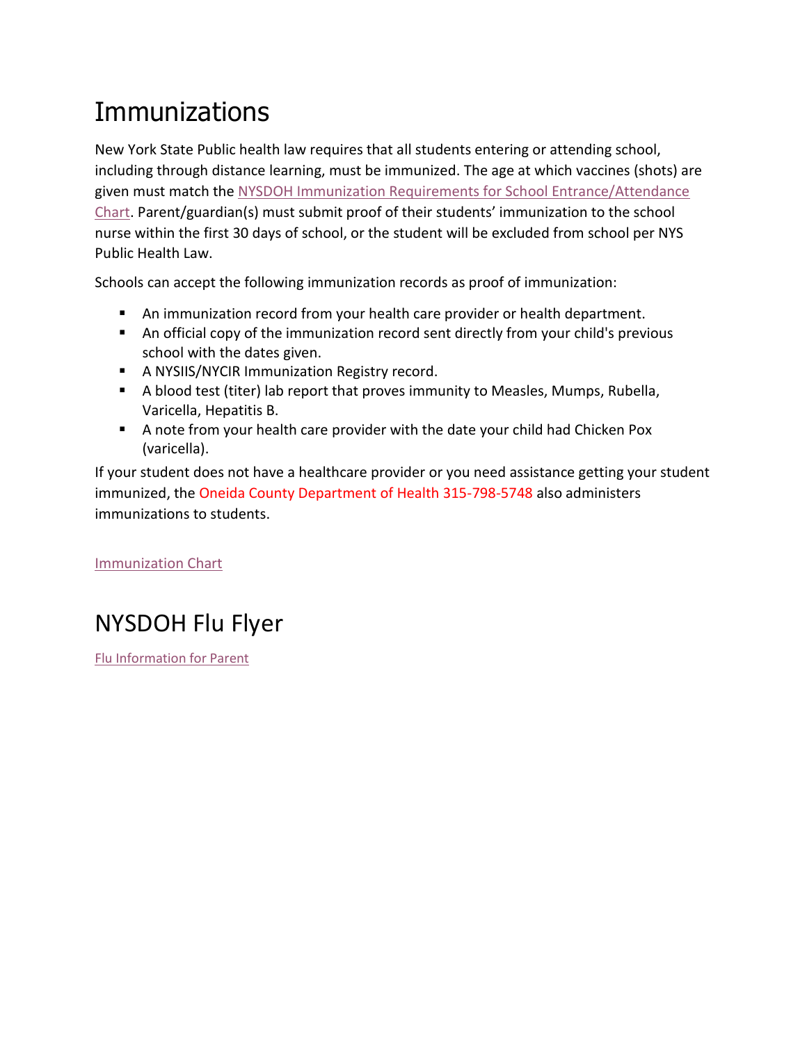# Immunizations

New York State Public health law requires that all students entering or attending school, including through distance learning, must be immunized. The age at which vaccines (shots) are given must match the NYSDOH Immunization Requirements for School Entrance/Attendance Chart. Parent/guardian(s) must submit proof of their students' immunization to the school nurse within the first 30 days of school, or the student will be excluded from school per NYS Public Health Law.

Schools can accept the following immunization records as proof of immunization:

- An immunization record from your health care provider or health department.
- An official copy of the immunization record sent directly from your child's previous school with the dates given.
- A NYSIIS/NYCIR Immunization Registry record.
- A blood test (titer) lab report that proves immunity to Measles, Mumps, Rubella, Varicella, Hepatitis B.
- A note from your health care provider with the date your child had Chicken Pox (varicella).

If your student does not have a healthcare provider or you need assistance getting your student immunized, the Oneida County Department of Health 315-798-5748 also administers immunizations to students.

Immunization Chart

# NYSDOH Flu Flyer

Flu Information for Parent